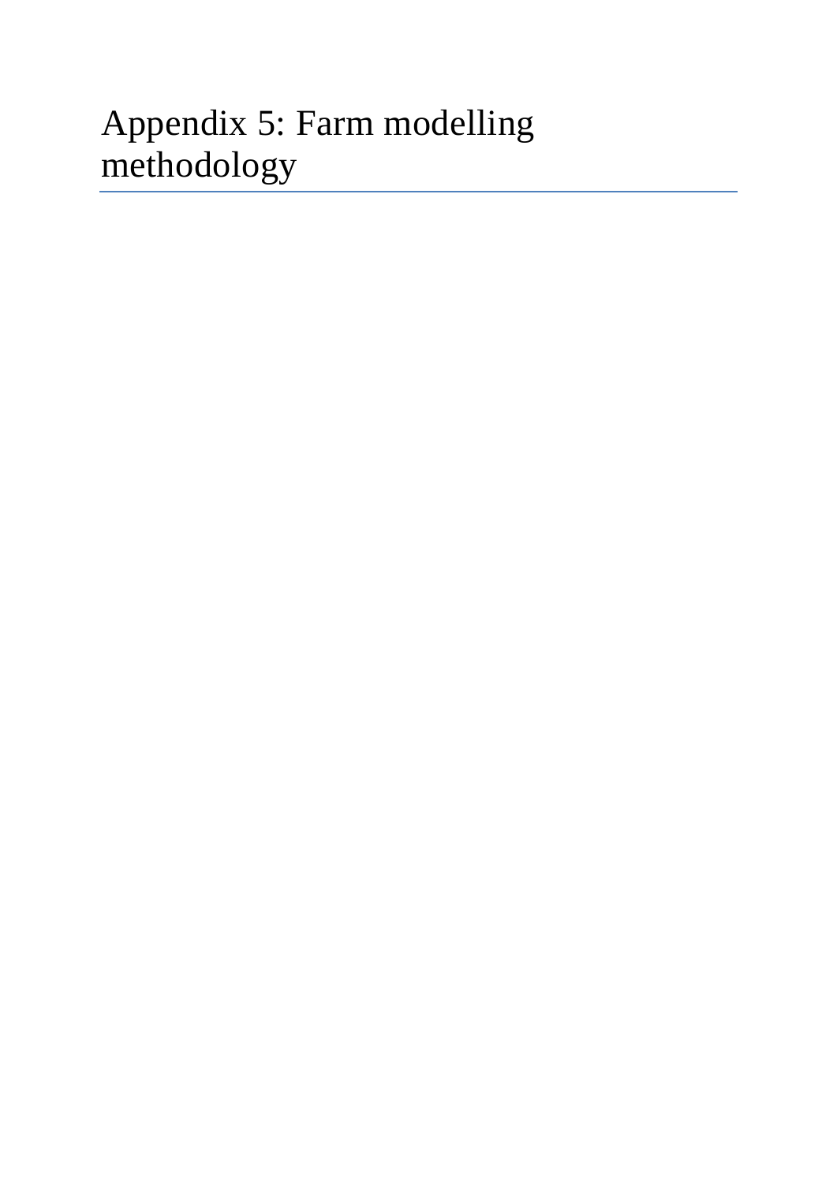# Appendix 5: Farm modelling methodology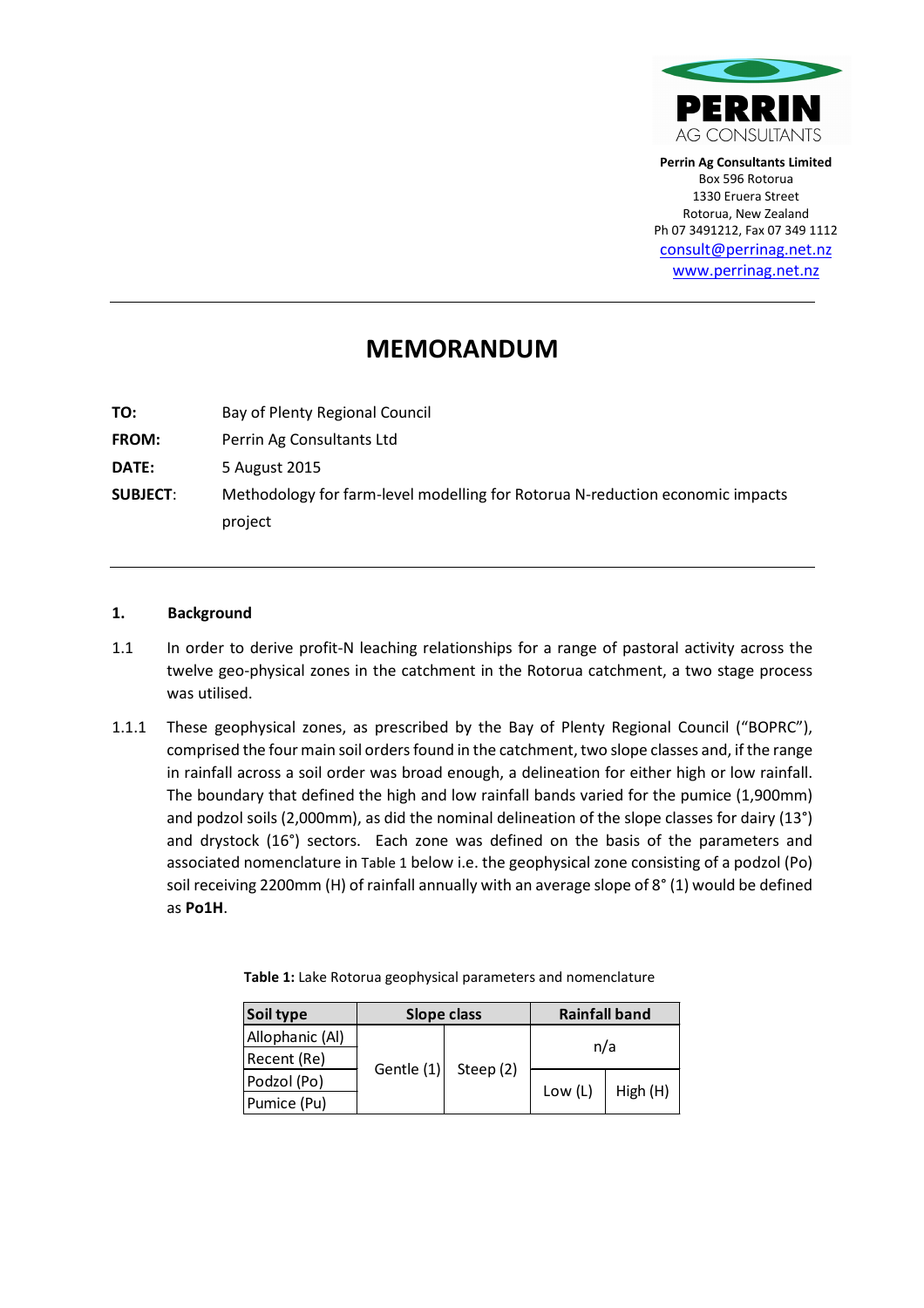**Perrin Ag Consultants Limited**
Box 596 Rotorua
1330 Eruera Street
Rotorua, New Zealand
Ph 07 3491212, Fax 07 349 1112
consult@perrinag.net.nz
www.perrinag.net.nz

---

# MEMORANDUM

**TO:** Bay of Plenty Regional Council

**FROM:** Perrin Ag Consultants Ltd

**DATE:** 5 August 2015

**SUBJECT:** Methodology for farm-level modelling for Rotorua N-reduction economic impacts project

---

## 1. Background

1.1 In order to derive profit-N leaching relationships for a range of pastoral activity across the twelve geo-physical zones in the catchment in the Rotorua catchment, a two stage process was utilised.

1.1.1 These geophysical zones, as prescribed by the Bay of Plenty Regional Council ("BOPRC"), comprised the four main soil orders found in the catchment, two slope classes and, if the range in rainfall across a soil order was broad enough, a delineation for either high or low rainfall. The boundary that defined the high and low rainfall bands varied for the pumice (1,900mm) and podzol soils (2,000mm), as did the nominal delineation of the slope classes for dairy (13°) and drystock (16°) sectors. Each zone was defined on the basis of the parameters and associated nomenclature in Table 1 below i.e. the geophysical zone consisting of a podzol (Po) soil receiving 2200mm (H) of rainfall annually with an average slope of 8° (1) would be defined as **Po1H**.

**Table 1:** Lake Rotorua geophysical parameters and nomenclature

| Soil type | Slope class | | Rainfall band | |
|---|---|---|---|---|
| Allophanic (Al) | Gentle (1) | Steep (2) | n/a | |
| Recent (Re) | | | | |
| Podzol (Po) | | | Low (L) | High (H) |
| Pumice (Pu) | | | | |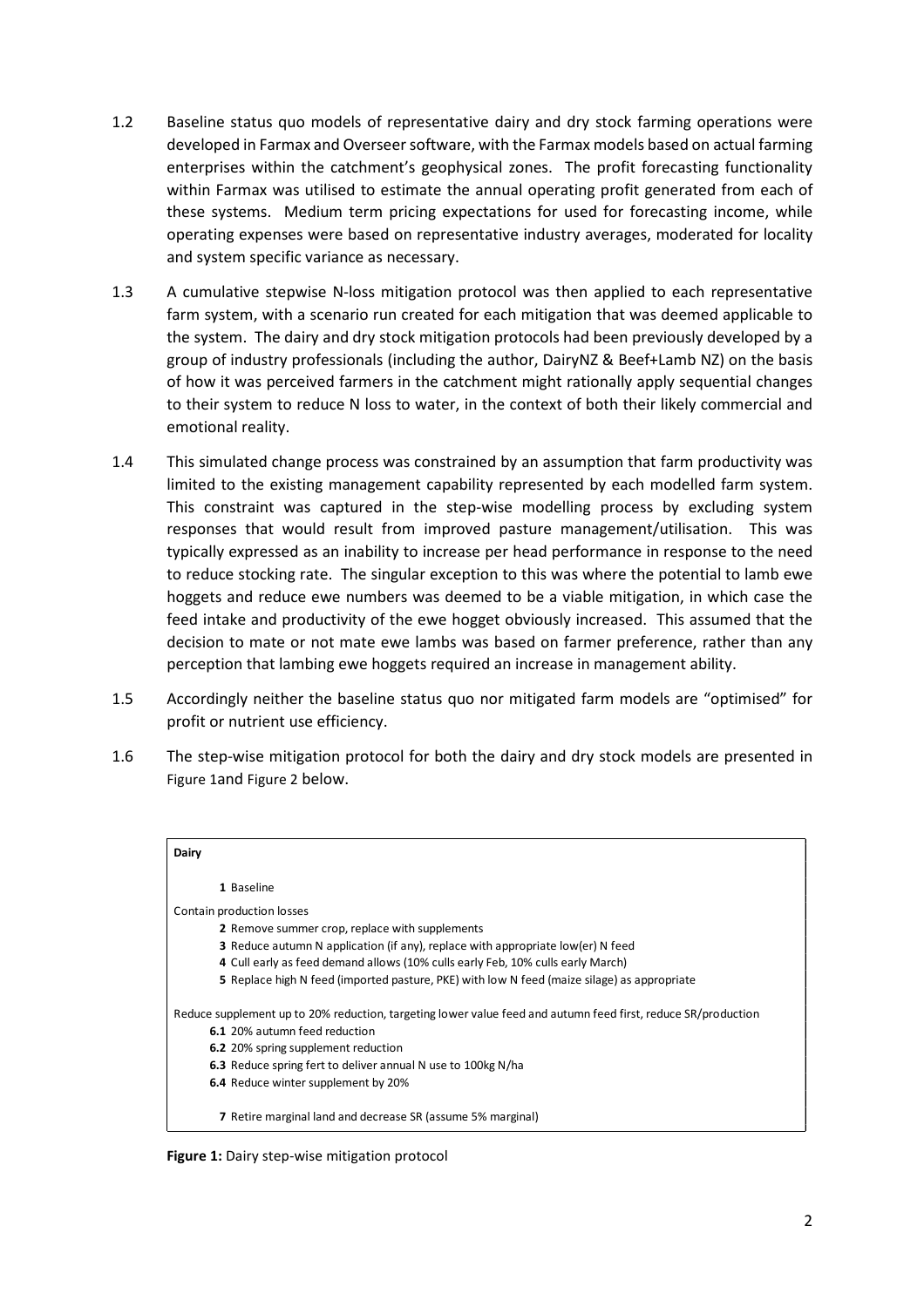1.2 Baseline status quo models of representative dairy and dry stock farming operations were developed in Farmax and Overseer software, with the Farmax models based on actual farming enterprises within the catchment's geophysical zones. The profit forecasting functionality within Farmax was utilised to estimate the annual operating profit generated from each of these systems. Medium term pricing expectations for used for forecasting income, while operating expenses were based on representative industry averages, moderated for locality and system specific variance as necessary.

1.3 A cumulative stepwise N-loss mitigation protocol was then applied to each representative farm system, with a scenario run created for each mitigation that was deemed applicable to the system. The dairy and dry stock mitigation protocols had been previously developed by a group of industry professionals (including the author, DairyNZ & Beef+Lamb NZ) on the basis of how it was perceived farmers in the catchment might rationally apply sequential changes to their system to reduce N loss to water, in the context of both their likely commercial and emotional reality.

1.4 This simulated change process was constrained by an assumption that farm productivity was limited to the existing management capability represented by each modelled farm system. This constraint was captured in the step-wise modelling process by excluding system responses that would result from improved pasture management/utilisation. This was typically expressed as an inability to increase per head performance in response to the need to reduce stocking rate. The singular exception to this was where the potential to lamb ewe hoggets and reduce ewe numbers was deemed to be a viable mitigation, in which case the feed intake and productivity of the ewe hogget obviously increased. This assumed that the decision to mate or not mate ewe lambs was based on farmer preference, rather than any perception that lambing ewe hoggets required an increase in management ability.

1.5 Accordingly neither the baseline status quo nor mitigated farm models are "optimised" for profit or nutrient use efficiency.

1.6 The step-wise mitigation protocol for both the dairy and dry stock models are presented in Figure 1and Figure 2 below.

**Dairy**

**1** Baseline

Contain production losses

**2** Remove summer crop, replace with supplements
**3** Reduce autumn N application (if any), replace with appropriate low(er) N feed
**4** Cull early as feed demand allows (10% culls early Feb, 10% culls early March)
**5** Replace high N feed (imported pasture, PKE) with low N feed (maize silage) as appropriate

Reduce supplement up to 20% reduction, targeting lower value feed and autumn feed first, reduce SR/production

**6.1** 20% autumn feed reduction
**6.2** 20% spring supplement reduction
**6.3** Reduce spring fert to deliver annual N use to 100kg N/ha
**6.4** Reduce winter supplement by 20%

**7** Retire marginal land and decrease SR (assume 5% marginal)

**Figure 1:** Dairy step-wise mitigation protocol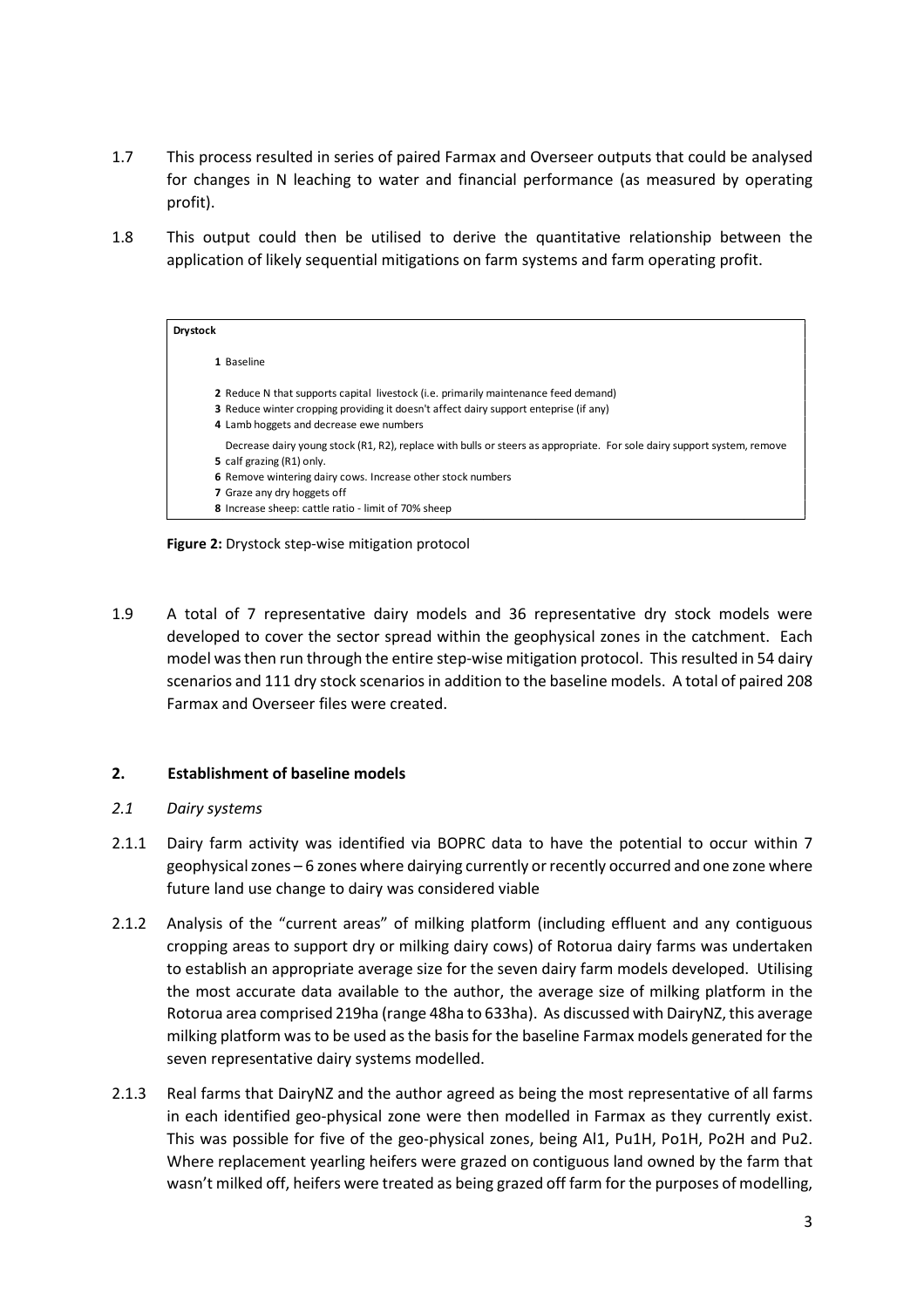1.7 This process resulted in series of paired Farmax and Overseer outputs that could be analysed for changes in N leaching to water and financial performance (as measured by operating profit).

1.8 This output could then be utilised to derive the quantitative relationship between the application of likely sequential mitigations on farm systems and farm operating profit.

| **Drystock** | |
|---|---|
| 1 | Baseline |
| 2 | Reduce N that supports capital livestock (i.e. primarily maintenance feed demand) |
| 3 | Reduce winter cropping providing it doesn't affect dairy support enteprise (if any) |
| 4 | Lamb hoggets and decrease ewe numbers |
| 5 | Decrease dairy young stock (R1, R2), replace with bulls or steers as appropriate. For sole dairy support system, remove calf grazing (R1) only. |
| 6 | Remove wintering dairy cows. Increase other stock numbers |
| 7 | Graze any dry hoggets off |
| 8 | Increase sheep: cattle ratio - limit of 70% sheep |

**Figure 2:** Drystock step-wise mitigation protocol

1.9 A total of 7 representative dairy models and 36 representative dry stock models were developed to cover the sector spread within the geophysical zones in the catchment. Each model was then run through the entire step-wise mitigation protocol. This resulted in 54 dairy scenarios and 111 dry stock scenarios in addition to the baseline models. A total of paired 208 Farmax and Overseer files were created.

## 2. Establishment of baseline models

### *2.1 Dairy systems*

2.1.1 Dairy farm activity was identified via BOPRC data to have the potential to occur within 7 geophysical zones – 6 zones where dairying currently or recently occurred and one zone where future land use change to dairy was considered viable

2.1.2 Analysis of the "current areas" of milking platform (including effluent and any contiguous cropping areas to support dry or milking dairy cows) of Rotorua dairy farms was undertaken to establish an appropriate average size for the seven dairy farm models developed. Utilising the most accurate data available to the author, the average size of milking platform in the Rotorua area comprised 219ha (range 48ha to 633ha). As discussed with DairyNZ, this average milking platform was to be used as the basis for the baseline Farmax models generated for the seven representative dairy systems modelled.

2.1.3 Real farms that DairyNZ and the author agreed as being the most representative of all farms in each identified geo-physical zone were then modelled in Farmax as they currently exist. This was possible for five of the geo-physical zones, being Al1, Pu1H, Po1H, Po2H and Pu2. Where replacement yearling heifers were grazed on contiguous land owned by the farm that wasn't milked off, heifers were treated as being grazed off farm for the purposes of modelling,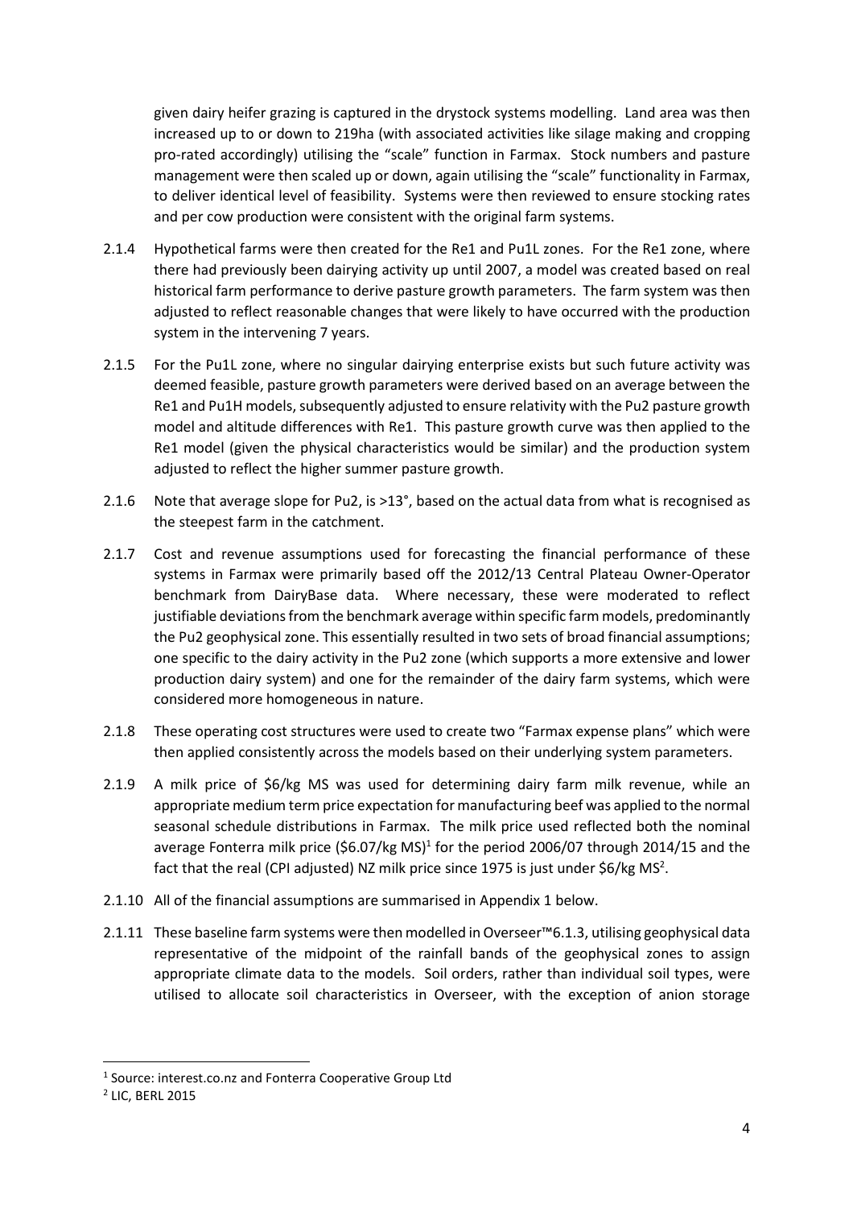given dairy heifer grazing is captured in the drystock systems modelling. Land area was then increased up to or down to 219ha (with associated activities like silage making and cropping pro-rated accordingly) utilising the "scale" function in Farmax. Stock numbers and pasture management were then scaled up or down, again utilising the "scale" functionality in Farmax, to deliver identical level of feasibility. Systems were then reviewed to ensure stocking rates and per cow production were consistent with the original farm systems.

2.1.4 Hypothetical farms were then created for the Re1 and Pu1L zones. For the Re1 zone, where there had previously been dairying activity up until 2007, a model was created based on real historical farm performance to derive pasture growth parameters. The farm system was then adjusted to reflect reasonable changes that were likely to have occurred with the production system in the intervening 7 years.

2.1.5 For the Pu1L zone, where no singular dairying enterprise exists but such future activity was deemed feasible, pasture growth parameters were derived based on an average between the Re1 and Pu1H models, subsequently adjusted to ensure relativity with the Pu2 pasture growth model and altitude differences with Re1. This pasture growth curve was then applied to the Re1 model (given the physical characteristics would be similar) and the production system adjusted to reflect the higher summer pasture growth.

2.1.6 Note that average slope for Pu2, is >13°, based on the actual data from what is recognised as the steepest farm in the catchment.

2.1.7 Cost and revenue assumptions used for forecasting the financial performance of these systems in Farmax were primarily based off the 2012/13 Central Plateau Owner-Operator benchmark from DairyBase data. Where necessary, these were moderated to reflect justifiable deviations from the benchmark average within specific farm models, predominantly the Pu2 geophysical zone. This essentially resulted in two sets of broad financial assumptions; one specific to the dairy activity in the Pu2 zone (which supports a more extensive and lower production dairy system) and one for the remainder of the dairy farm systems, which were considered more homogeneous in nature.

2.1.8 These operating cost structures were used to create two "Farmax expense plans" which were then applied consistently across the models based on their underlying system parameters.

2.1.9 A milk price of $6/kg MS was used for determining dairy farm milk revenue, while an appropriate medium term price expectation for manufacturing beef was applied to the normal seasonal schedule distributions in Farmax. The milk price used reflected both the nominal average Fonterra milk price ($6.07/kg MS)[1] for the period 2006/07 through 2014/15 and the fact that the real (CPI adjusted) NZ milk price since 1975 is just under $6/kg MS[2].

2.1.10 All of the financial assumptions are summarised in Appendix 1 below.

2.1.11 These baseline farm systems were then modelled in Overseer™6.1.3, utilising geophysical data representative of the midpoint of the rainfall bands of the geophysical zones to assign appropriate climate data to the models. Soil orders, rather than individual soil types, were utilised to allocate soil characteristics in Overseer, with the exception of anion storage

[1] Source: interest.co.nz and Fonterra Cooperative Group Ltd

[2] LIC, BERL 2015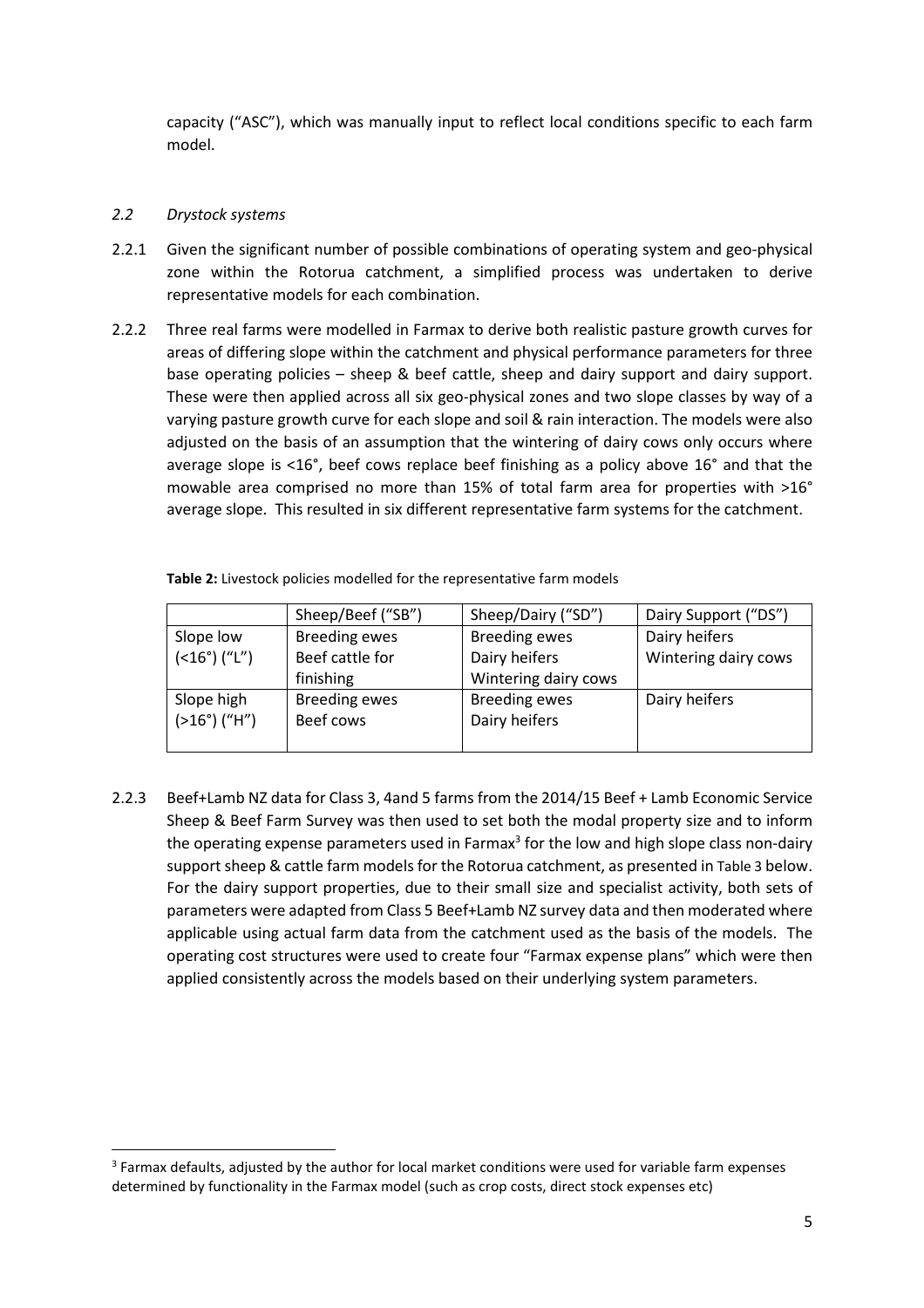capacity ("ASC"), which was manually input to reflect local conditions specific to each farm model.

### *2.2 Drystock systems*

2.2.1 Given the significant number of possible combinations of operating system and geo-physical zone within the Rotorua catchment, a simplified process was undertaken to derive representative models for each combination.

2.2.2 Three real farms were modelled in Farmax to derive both realistic pasture growth curves for areas of differing slope within the catchment and physical performance parameters for three base operating policies – sheep & beef cattle, sheep and dairy support and dairy support. These were then applied across all six geo-physical zones and two slope classes by way of a varying pasture growth curve for each slope and soil & rain interaction. The models were also adjusted on the basis of an assumption that the wintering of dairy cows only occurs where average slope is <16°, beef cows replace beef finishing as a policy above 16° and that the mowable area comprised no more than 15% of total farm area for properties with >16° average slope. This resulted in six different representative farm systems for the catchment.

**Table 2:** Livestock policies modelled for the representative farm models

| | Sheep/Beef ("SB") | Sheep/Dairy ("SD") | Dairy Support ("DS") |
|---|---|---|---|
| Slope low (<16°) ("L") | Breeding ewes<br>Beef cattle for finishing | Breeding ewes<br>Dairy heifers<br>Wintering dairy cows | Dairy heifers<br>Wintering dairy cows |
| Slope high (>16°) ("H") | Breeding ewes<br>Beef cows | Breeding ewes<br>Dairy heifers | Dairy heifers |

2.2.3 Beef+Lamb NZ data for Class 3, 4and 5 farms from the 2014/15 Beef + Lamb Economic Service Sheep & Beef Farm Survey was then used to set both the modal property size and to inform the operating expense parameters used in Farmax[3] for the low and high slope class non-dairy support sheep & cattle farm models for the Rotorua catchment, as presented in Table 3 below. For the dairy support properties, due to their small size and specialist activity, both sets of parameters were adapted from Class 5 Beef+Lamb NZ survey data and then moderated where applicable using actual farm data from the catchment used as the basis of the models. The operating cost structures were used to create four "Farmax expense plans" which were then applied consistently across the models based on their underlying system parameters.

[3] Farmax defaults, adjusted by the author for local market conditions were used for variable farm expenses determined by functionality in the Farmax model (such as crop costs, direct stock expenses etc)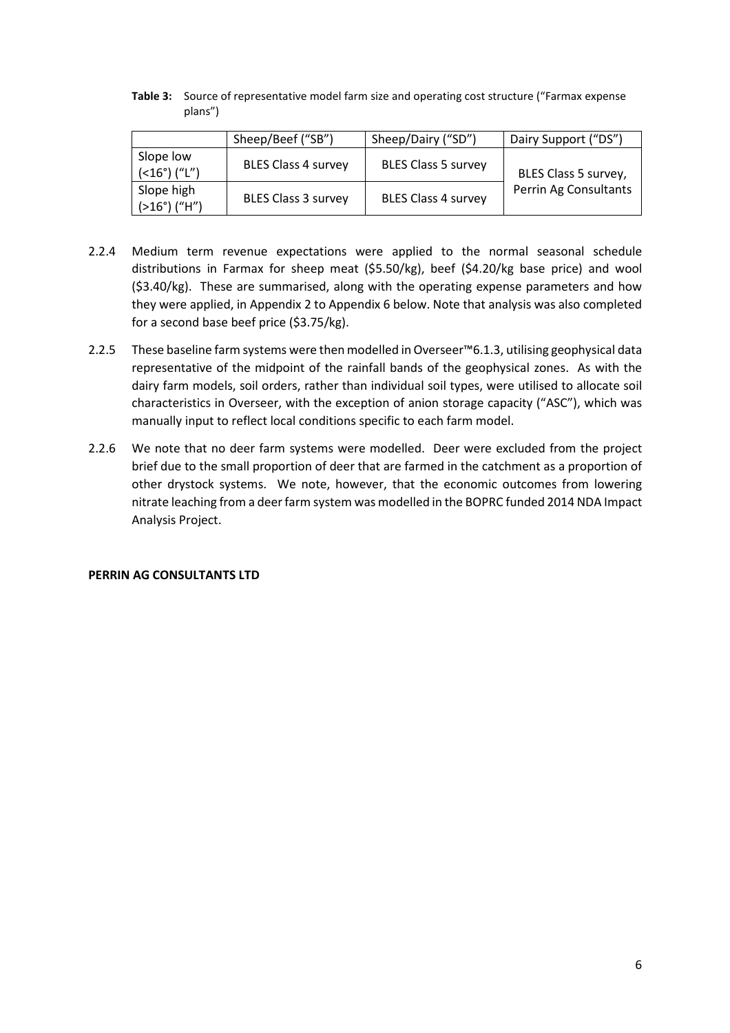**Table 3:** Source of representative model farm size and operating cost structure ("Farmax expense plans")

| | Sheep/Beef ("SB") | Sheep/Dairy ("SD") | Dairy Support ("DS") |
|---|---|---|---|
| Slope low (<16°) ("L") | BLES Class 4 survey | BLES Class 5 survey | BLES Class 5 survey, Perrin Ag Consultants |
| Slope high (>16°) ("H") | BLES Class 3 survey | BLES Class 4 survey | |

2.2.4 Medium term revenue expectations were applied to the normal seasonal schedule distributions in Farmax for sheep meat ($5.50/kg), beef ($4.20/kg base price) and wool ($3.40/kg). These are summarised, along with the operating expense parameters and how they were applied, in Appendix 2 to Appendix 6 below. Note that analysis was also completed for a second base beef price ($3.75/kg).

2.2.5 These baseline farm systems were then modelled in Overseer™6.1.3, utilising geophysical data representative of the midpoint of the rainfall bands of the geophysical zones. As with the dairy farm models, soil orders, rather than individual soil types, were utilised to allocate soil characteristics in Overseer, with the exception of anion storage capacity ("ASC"), which was manually input to reflect local conditions specific to each farm model.

2.2.6 We note that no deer farm systems were modelled. Deer were excluded from the project brief due to the small proportion of deer that are farmed in the catchment as a proportion of other drystock systems. We note, however, that the economic outcomes from lowering nitrate leaching from a deer farm system was modelled in the BOPRC funded 2014 NDA Impact Analysis Project.

**PERRIN AG CONSULTANTS LTD**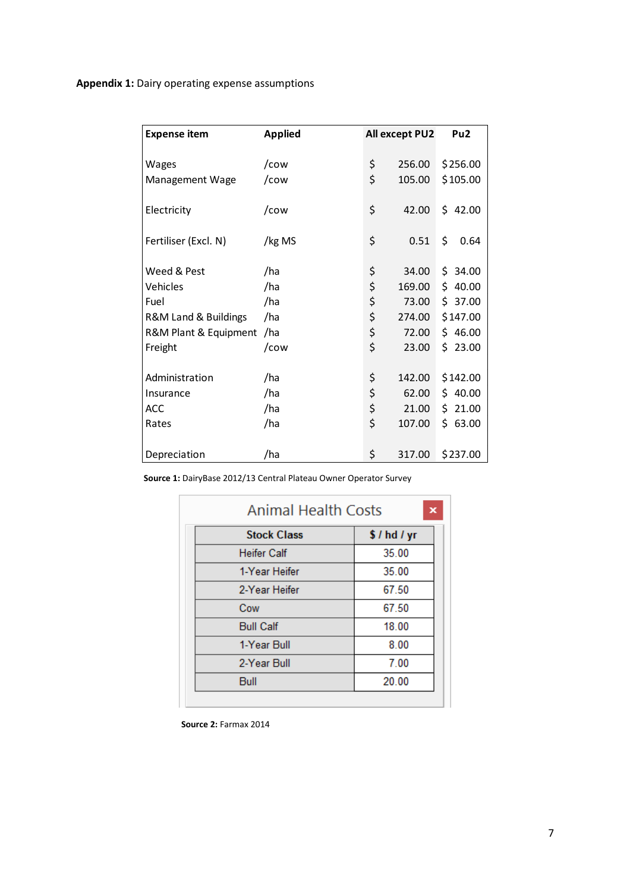**Appendix 1:** Dairy operating expense assumptions

| Expense item | Applied | All except PU2 | Pu2 |
|---|---|---|---|
| Wages | /cow | $ 256.00 | $ 256.00 |
| Management Wage | /cow | $ 105.00 | $ 105.00 |
| Electricity | /cow | $ 42.00 | $ 42.00 |
| Fertiliser (Excl. N) | /kg MS | $ 0.51 | $ 0.64 |
| Weed & Pest | /ha | $ 34.00 | $ 34.00 |
| Vehicles | /ha | $ 169.00 | $ 40.00 |
| Fuel | /ha | $ 73.00 | $ 37.00 |
| R&M Land & Buildings | /ha | $ 274.00 | $ 147.00 |
| R&M Plant & Equipment | /ha | $ 72.00 | $ 46.00 |
| Freight | /cow | $ 23.00 | $ 23.00 |
| Administration | /ha | $ 142.00 | $ 142.00 |
| Insurance | /ha | $ 62.00 | $ 40.00 |
| ACC | /ha | $ 21.00 | $ 21.00 |
| Rates | /ha | $ 107.00 | $ 63.00 |
| Depreciation | /ha | $ 317.00 | $ 237.00 |

**Source 1:** DairyBase 2012/13 Central Plateau Owner Operator Survey

Animal Health Costs

| Stock Class | $ / hd / yr |
|---|---|
| Heifer Calf | 35.00 |
| 1-Year Heifer | 35.00 |
| 2-Year Heifer | 67.50 |
| Cow | 67.50 |
| Bull Calf | 18.00 |
| 1-Year Bull | 8.00 |
| 2-Year Bull | 7.00 |
| Bull | 20.00 |

**Source 2:** Farmax 2014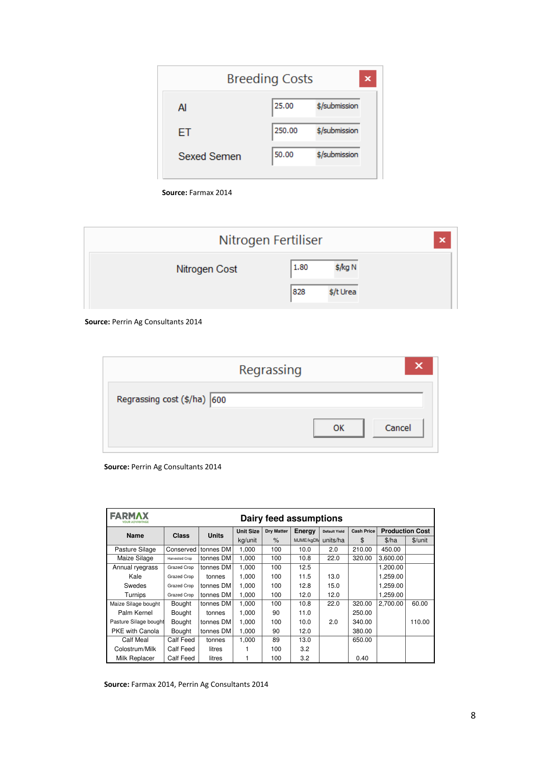**Breeding Costs**

| | | |
|---|---|---|
| AI | 25.00 | $/submission |
| ET | 250.00 | $/submission |
| Sexed Semen | 50.00 | $/submission |

**Source:** Farmax 2014

**Nitrogen Fertiliser**

| | | |
|---|---|---|
| Nitrogen Cost | 1.80 | $/kg N |
| | 828 | $/t Urea |

**Source:** Perrin Ag Consultants 2014

**Regrassing**

Regrassing cost ($/ha) 600

**Source:** Perrin Ag Consultants 2014

**Dairy feed assumptions**

| Name | Class | Units | Unit Size | Dry Matter | Energy | Default Yield | Cash Price | Production Cost | |
|---|---|---|---|---|---|---|---|---|---|
| | | | kg/unit | % | MJME/kgDM | units/ha | $ | $/ha | $/unit |
| Pasture Silage | Conserved | tonnes DM | 1,000 | 100 | 10.0 | 2.0 | 210.00 | 450.00 | |
| Maize Silage | Harvested Crop | tonnes DM | 1,000 | 100 | 10.8 | 22.0 | 320.00 | 3,600.00 | |
| Annual ryegrass | Grazed Crop | tonnes DM | 1,000 | 100 | 12.5 | | | 1,200.00 | |
| Kale | Grazed Crop | tonnes | 1,000 | 100 | 11.5 | 13.0 | | 1,259.00 | |
| Swedes | Grazed Crop | tonnes DM | 1,000 | 100 | 12.8 | 15.0 | | 1,259.00 | |
| Turnips | Grazed Crop | tonnes DM | 1,000 | 100 | 12.0 | 12.0 | | 1,259.00 | |
| Maize Silage bought | Bought | tonnes DM | 1,000 | 100 | 10.8 | 22.0 | 320.00 | 2,700.00 | 60.00 |
| Palm Kernel | Bought | tonnes | 1,000 | 90 | 11.0 | | 250.00 | | |
| Pasture Silage bought | Bought | tonnes DM | 1,000 | 100 | 10.0 | 2.0 | 340.00 | | 110.00 |
| PKE with Canola | Bought | tonnes DM | 1,000 | 90 | 12.0 | | 380.00 | | |
| Calf Meal | Calf Feed | tonnes | 1,000 | 89 | 13.0 | | 650.00 | | |
| Colostrum/Milk | Calf Feed | litres | 1 | 100 | 3.2 | | | | |
| Milk Replacer | Calf Feed | litres | 1 | 100 | 3.2 | | 0.40 | | |

**Source:** Farmax 2014, Perrin Ag Consultants 2014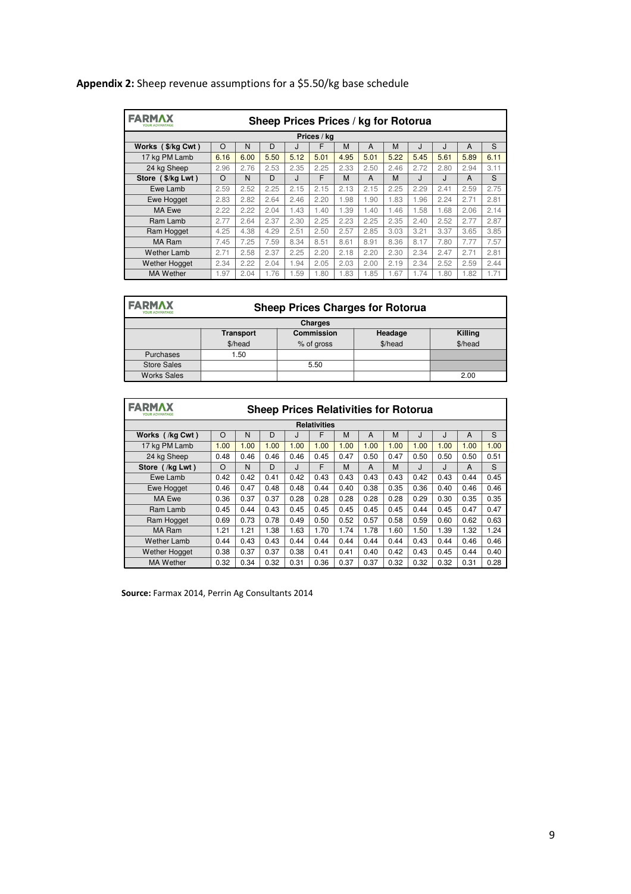**Appendix 2:** Sheep revenue assumptions for a $5.50/kg base schedule

**FARMAX — Sheep Prices Prices / kg for Rotorua**

| Prices / kg | | | | | | | | | | | | |
|---|---|---|---|---|---|---|---|---|---|---|---|---|
| **Works ( $/kg Cwt )** | O | N | D | J | F | M | A | M | J | J | A | S |
| 17 kg PM Lamb | 6.16 | 6.00 | 5.50 | 5.12 | 5.01 | 4.95 | 5.01 | 5.22 | 5.45 | 5.61 | 5.89 | 6.11 |
| 24 kg Sheep | 2.96 | 2.76 | 2.53 | 2.35 | 2.25 | 2.33 | 2.50 | 2.46 | 2.72 | 2.80 | 2.94 | 3.11 |
| **Store ( $/kg Lwt )** | O | N | D | J | F | M | A | M | J | J | A | S |
| Ewe Lamb | 2.59 | 2.52 | 2.25 | 2.15 | 2.15 | 2.13 | 2.15 | 2.25 | 2.29 | 2.41 | 2.59 | 2.75 |
| Ewe Hogget | 2.83 | 2.82 | 2.64 | 2.46 | 2.20 | 1.98 | 1.90 | 1.83 | 1.96 | 2.24 | 2.71 | 2.81 |
| MA Ewe | 2.22 | 2.22 | 2.04 | 1.43 | 1.40 | 1.39 | 1.40 | 1.46 | 1.58 | 1.68 | 2.06 | 2.14 |
| Ram Lamb | 2.77 | 2.64 | 2.37 | 2.30 | 2.25 | 2.23 | 2.25 | 2.35 | 2.40 | 2.52 | 2.77 | 2.87 |
| Ram Hogget | 4.25 | 4.38 | 4.29 | 2.51 | 2.50 | 2.57 | 2.85 | 3.03 | 3.21 | 3.37 | 3.65 | 3.85 |
| MA Ram | 7.45 | 7.25 | 7.59 | 8.34 | 8.51 | 8.61 | 8.91 | 8.36 | 8.17 | 7.80 | 7.77 | 7.57 |
| Wether Lamb | 2.71 | 2.58 | 2.37 | 2.25 | 2.20 | 2.18 | 2.20 | 2.30 | 2.34 | 2.47 | 2.71 | 2.81 |
| Wether Hogget | 2.34 | 2.22 | 2.04 | 1.94 | 2.05 | 2.03 | 2.00 | 2.19 | 2.34 | 2.52 | 2.59 | 2.44 |
| MA Wether | 1.97 | 2.04 | 1.76 | 1.59 | 1.80 | 1.83 | 1.85 | 1.67 | 1.74 | 1.80 | 1.82 | 1.71 |

**FARMAX — Sheep Prices Charges for Rotorua**

| Charges | Transport | Commission | Headage | Killing |
|---|---|---|---|---|
| | $/head | % of gross | $/head | $/head |
| Purchases | 1.50 | | | |
| Store Sales | | 5.50 | | |
| Works Sales | | | | 2.00 |

**FARMAX — Sheep Prices Relativities for Rotorua**

| Relativities | | | | | | | | | | | | |
|---|---|---|---|---|---|---|---|---|---|---|---|---|
| **Works ( /kg Cwt )** | O | N | D | J | F | M | A | M | J | J | A | S |
| 17 kg PM Lamb | 1.00 | 1.00 | 1.00 | 1.00 | 1.00 | 1.00 | 1.00 | 1.00 | 1.00 | 1.00 | 1.00 | 1.00 |
| 24 kg Sheep | 0.48 | 0.46 | 0.46 | 0.46 | 0.45 | 0.47 | 0.50 | 0.47 | 0.50 | 0.50 | 0.50 | 0.51 |
| **Store ( /kg Lwt )** | O | N | D | J | F | M | A | M | J | J | A | S |
| Ewe Lamb | 0.42 | 0.42 | 0.41 | 0.42 | 0.43 | 0.43 | 0.43 | 0.43 | 0.42 | 0.43 | 0.44 | 0.45 |
| Ewe Hogget | 0.46 | 0.47 | 0.48 | 0.48 | 0.44 | 0.40 | 0.38 | 0.35 | 0.36 | 0.40 | 0.46 | 0.46 |
| MA Ewe | 0.36 | 0.37 | 0.37 | 0.28 | 0.28 | 0.28 | 0.28 | 0.28 | 0.29 | 0.30 | 0.35 | 0.35 |
| Ram Lamb | 0.45 | 0.44 | 0.43 | 0.45 | 0.45 | 0.45 | 0.45 | 0.45 | 0.44 | 0.45 | 0.47 | 0.47 |
| Ram Hogget | 0.69 | 0.73 | 0.78 | 0.49 | 0.50 | 0.52 | 0.57 | 0.58 | 0.59 | 0.60 | 0.62 | 0.63 |
| MA Ram | 1.21 | 1.21 | 1.38 | 1.63 | 1.70 | 1.74 | 1.78 | 1.60 | 1.50 | 1.39 | 1.32 | 1.24 |
| Wether Lamb | 0.44 | 0.43 | 0.43 | 0.44 | 0.44 | 0.44 | 0.44 | 0.44 | 0.43 | 0.44 | 0.46 | 0.46 |
| Wether Hogget | 0.38 | 0.37 | 0.37 | 0.38 | 0.41 | 0.41 | 0.40 | 0.42 | 0.43 | 0.45 | 0.44 | 0.40 |
| MA Wether | 0.32 | 0.34 | 0.32 | 0.31 | 0.36 | 0.37 | 0.37 | 0.32 | 0.32 | 0.32 | 0.31 | 0.28 |

**Source:** Farmax 2014, Perrin Ag Consultants 2014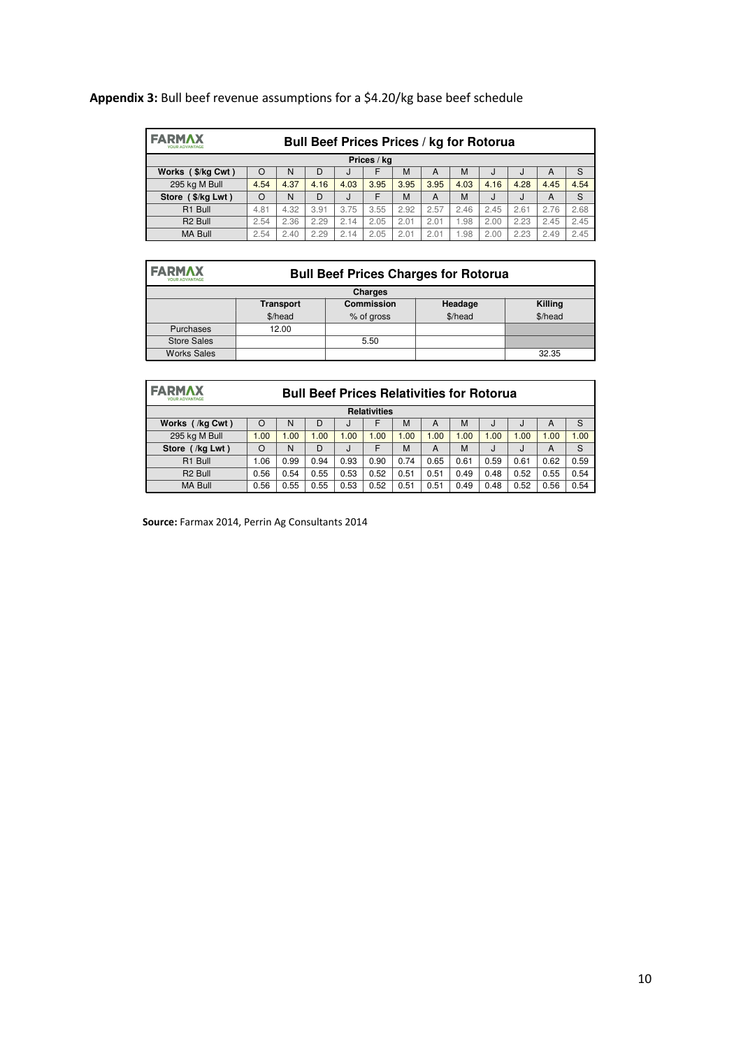**Appendix 3:** Bull beef revenue assumptions for a $4.20/kg base beef schedule

| FARMAX | Bull Beef Prices Prices / kg for Rotorua | | | | | | | | | | | |
|---|---|---|---|---|---|---|---|---|---|---|---|---|
| | Prices / kg | | | | | | | | | | | |
| **Works ( $/kg Cwt )** | O | N | D | J | F | M | A | M | J | J | A | S |
| 295 kg M Bull | 4.54 | 4.37 | 4.16 | 4.03 | 3.95 | 3.95 | 3.95 | 4.03 | 4.16 | 4.28 | 4.45 | 4.54 |
| **Store ( $/kg Lwt )** | O | N | D | J | F | M | A | M | J | J | A | S |
| R1 Bull | 4.81 | 4.32 | 3.91 | 3.75 | 3.55 | 2.92 | 2.57 | 2.46 | 2.45 | 2.61 | 2.76 | 2.68 |
| R2 Bull | 2.54 | 2.36 | 2.29 | 2.14 | 2.05 | 2.01 | 2.01 | 1.98 | 2.00 | 2.23 | 2.45 | 2.45 |
| MA Bull | 2.54 | 2.40 | 2.29 | 2.14 | 2.05 | 2.01 | 2.01 | 1.98 | 2.00 | 2.23 | 2.49 | 2.45 |

| FARMAX | Bull Beef Prices Charges for Rotorua | | | |
|---|---|---|---|---|
| | Charges | | | |
| | **Transport** | **Commission** | **Headage** | **Killing** |
| | $/head | % of gross | $/head | $/head |
| Purchases | 12.00 | | | |
| Store Sales | | 5.50 | | |
| Works Sales | | | | 32.35 |

| FARMAX | Bull Beef Prices Relativities for Rotorua | | | | | | | | | | | |
|---|---|---|---|---|---|---|---|---|---|---|---|---|
| | Relativities | | | | | | | | | | | |
| **Works ( /kg Cwt )** | O | N | D | J | F | M | A | M | J | J | A | S |
| 295 kg M Bull | 1.00 | 1.00 | 1.00 | 1.00 | 1.00 | 1.00 | 1.00 | 1.00 | 1.00 | 1.00 | 1.00 | 1.00 |
| **Store ( /kg Lwt )** | O | N | D | J | F | M | A | M | J | J | A | S |
| R1 Bull | 1.06 | 0.99 | 0.94 | 0.93 | 0.90 | 0.74 | 0.65 | 0.61 | 0.59 | 0.61 | 0.62 | 0.59 |
| R2 Bull | 0.56 | 0.54 | 0.55 | 0.53 | 0.52 | 0.51 | 0.51 | 0.49 | 0.48 | 0.52 | 0.55 | 0.54 |
| MA Bull | 0.56 | 0.55 | 0.55 | 0.53 | 0.52 | 0.51 | 0.51 | 0.49 | 0.48 | 0.52 | 0.56 | 0.54 |

**Source:** Farmax 2014, Perrin Ag Consultants 2014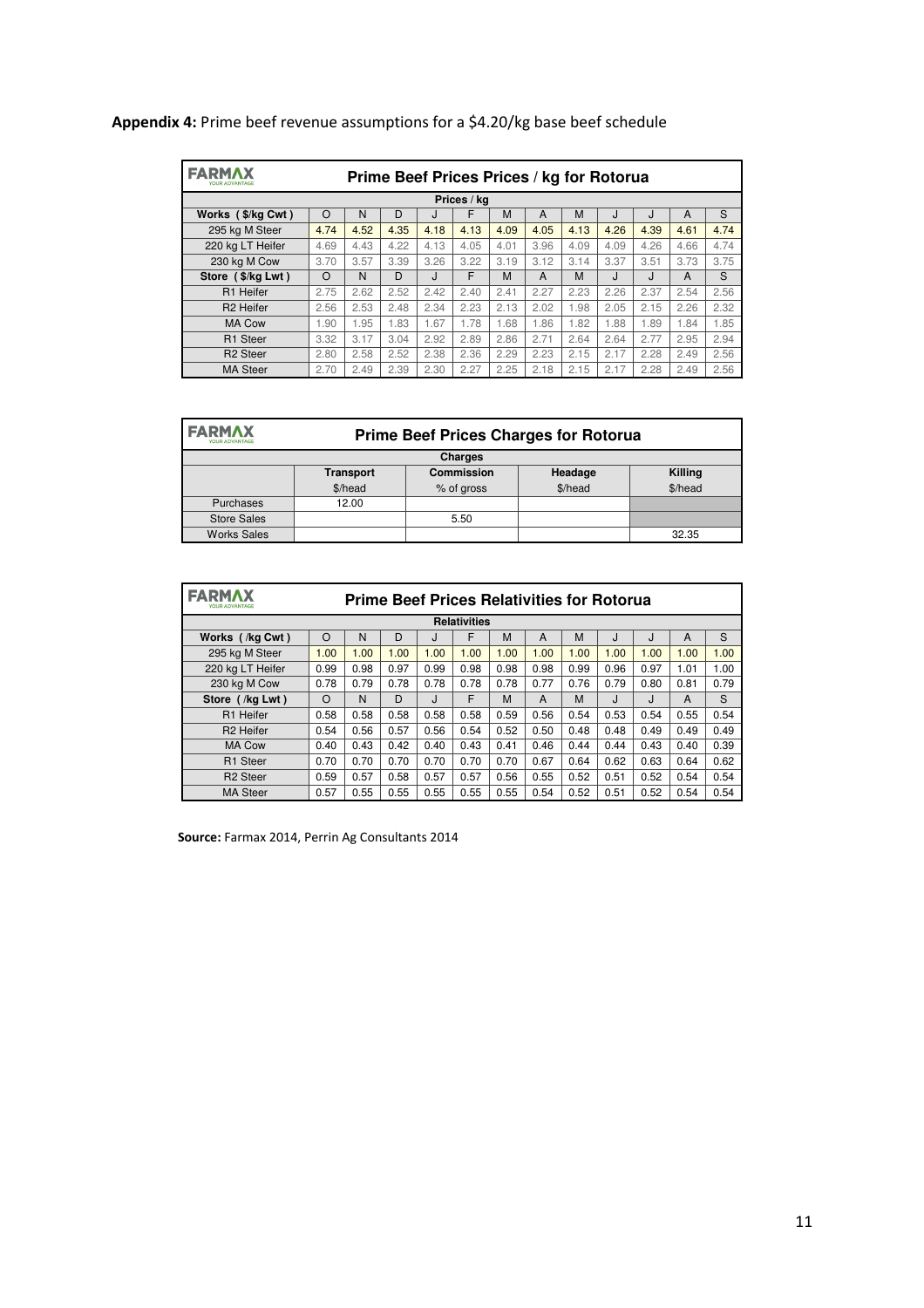**Appendix 4:** Prime beef revenue assumptions for a $4.20/kg base beef schedule

**FARMAX** — Prime Beef Prices Prices / kg for Rotorua

| Prices / kg | | | | | | | | | | | | |
|---|---|---|---|---|---|---|---|---|---|---|---|---|
| Works ( $/kg Cwt ) | O | N | D | J | F | M | A | M | J | J | A | S |
| 295 kg M Steer | 4.74 | 4.52 | 4.35 | 4.18 | 4.13 | 4.09 | 4.05 | 4.13 | 4.26 | 4.39 | 4.61 | 4.74 |
| 220 kg LT Heifer | 4.69 | 4.43 | 4.22 | 4.13 | 4.05 | 4.01 | 3.96 | 4.09 | 4.09 | 4.26 | 4.66 | 4.74 |
| 230 kg M Cow | 3.70 | 3.57 | 3.39 | 3.26 | 3.22 | 3.19 | 3.12 | 3.14 | 3.37 | 3.51 | 3.73 | 3.75 |
| Store ( $/kg Lwt ) | O | N | D | J | F | M | A | M | J | J | A | S |
| R1 Heifer | 2.75 | 2.62 | 2.52 | 2.42 | 2.40 | 2.41 | 2.27 | 2.23 | 2.26 | 2.37 | 2.54 | 2.56 |
| R2 Heifer | 2.56 | 2.53 | 2.48 | 2.34 | 2.23 | 2.13 | 2.02 | 1.98 | 2.05 | 2.15 | 2.26 | 2.32 |
| MA Cow | 1.90 | 1.95 | 1.83 | 1.67 | 1.78 | 1.68 | 1.86 | 1.82 | 1.88 | 1.89 | 1.84 | 1.85 |
| R1 Steer | 3.32 | 3.17 | 3.04 | 2.92 | 2.89 | 2.86 | 2.71 | 2.64 | 2.64 | 2.77 | 2.95 | 2.94 |
| R2 Steer | 2.80 | 2.58 | 2.52 | 2.38 | 2.36 | 2.29 | 2.23 | 2.15 | 2.17 | 2.28 | 2.49 | 2.56 |
| MA Steer | 2.70 | 2.49 | 2.39 | 2.30 | 2.27 | 2.25 | 2.18 | 2.15 | 2.17 | 2.28 | 2.49 | 2.56 |

**FARMAX** — Prime Beef Prices Charges for Rotorua

| Charges | Transport | Commission | Headage | Killing |
|---|---|---|---|---|
| | $/head | % of gross | $/head | $/head |
| Purchases | 12.00 | | | |
| Store Sales | | 5.50 | | |
| Works Sales | | | | 32.35 |

**FARMAX** — Prime Beef Prices Relativities for Rotorua

| Relativities | | | | | | | | | | | | |
|---|---|---|---|---|---|---|---|---|---|---|---|---|
| Works ( /kg Cwt ) | O | N | D | J | F | M | A | M | J | J | A | S |
| 295 kg M Steer | 1.00 | 1.00 | 1.00 | 1.00 | 1.00 | 1.00 | 1.00 | 1.00 | 1.00 | 1.00 | 1.00 | 1.00 |
| 220 kg LT Heifer | 0.99 | 0.98 | 0.97 | 0.99 | 0.98 | 0.98 | 0.98 | 0.99 | 0.96 | 0.97 | 1.01 | 1.00 |
| 230 kg M Cow | 0.78 | 0.79 | 0.78 | 0.78 | 0.78 | 0.78 | 0.77 | 0.76 | 0.79 | 0.80 | 0.81 | 0.79 |
| Store ( /kg Lwt ) | O | N | D | J | F | M | A | M | J | J | A | S |
| R1 Heifer | 0.58 | 0.58 | 0.58 | 0.58 | 0.58 | 0.59 | 0.56 | 0.54 | 0.53 | 0.54 | 0.55 | 0.54 |
| R2 Heifer | 0.54 | 0.56 | 0.57 | 0.56 | 0.54 | 0.52 | 0.50 | 0.48 | 0.48 | 0.49 | 0.49 | 0.49 |
| MA Cow | 0.40 | 0.43 | 0.42 | 0.40 | 0.43 | 0.41 | 0.46 | 0.44 | 0.44 | 0.43 | 0.40 | 0.39 |
| R1 Steer | 0.70 | 0.70 | 0.70 | 0.70 | 0.70 | 0.70 | 0.67 | 0.64 | 0.62 | 0.63 | 0.64 | 0.62 |
| R2 Steer | 0.59 | 0.57 | 0.58 | 0.57 | 0.57 | 0.56 | 0.55 | 0.52 | 0.51 | 0.52 | 0.54 | 0.54 |
| MA Steer | 0.57 | 0.55 | 0.55 | 0.55 | 0.55 | 0.55 | 0.54 | 0.52 | 0.51 | 0.52 | 0.54 | 0.54 |

**Source:** Farmax 2014, Perrin Ag Consultants 2014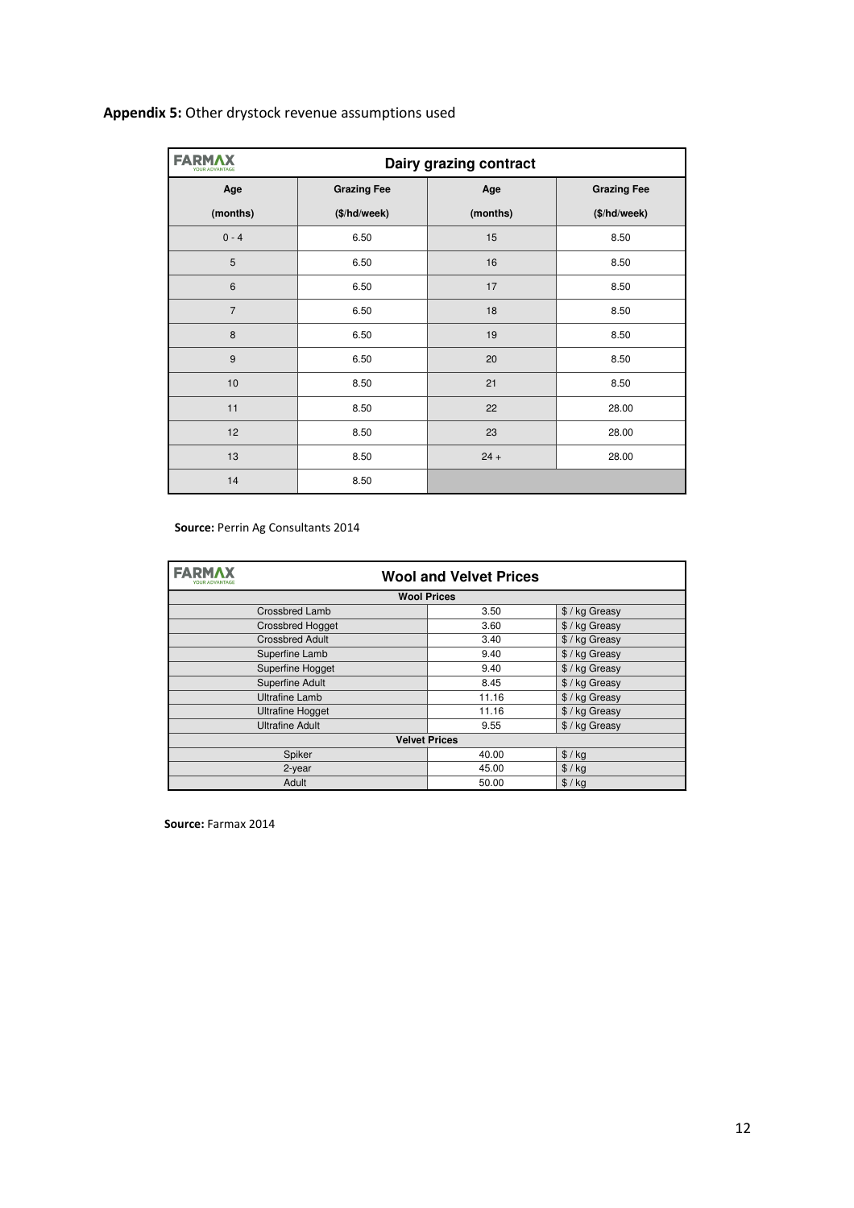**Appendix 5:** Other drystock revenue assumptions used

| FARMAX | Dairy grazing contract | | |
|---|---|---|---|
| **Age (months)** | **Grazing Fee ($/hd/week)** | **Age (months)** | **Grazing Fee ($/hd/week)** |
| 0 - 4 | 6.50 | 15 | 8.50 |
| 5 | 6.50 | 16 | 8.50 |
| 6 | 6.50 | 17 | 8.50 |
| 7 | 6.50 | 18 | 8.50 |
| 8 | 6.50 | 19 | 8.50 |
| 9 | 6.50 | 20 | 8.50 |
| 10 | 8.50 | 21 | 8.50 |
| 11 | 8.50 | 22 | 28.00 |
| 12 | 8.50 | 23 | 28.00 |
| 13 | 8.50 | 24 + | 28.00 |
| 14 | 8.50 | | |

**Source:** Perrin Ag Consultants 2014

| FARMAX | Wool and Velvet Prices | |
|---|---|---|
| **Wool Prices** | | |
| Crossbred Lamb | 3.50 | $ / kg Greasy |
| Crossbred Hogget | 3.60 | $ / kg Greasy |
| Crossbred Adult | 3.40 | $ / kg Greasy |
| Superfine Lamb | 9.40 | $ / kg Greasy |
| Superfine Hogget | 9.40 | $ / kg Greasy |
| Superfine Adult | 8.45 | $ / kg Greasy |
| Ultrafine Lamb | 11.16 | $ / kg Greasy |
| Ultrafine Hogget | 11.16 | $ / kg Greasy |
| Ultrafine Adult | 9.55 | $ / kg Greasy |
| **Velvet Prices** | | |
| Spiker | 40.00 | $ / kg |
| 2-year | 45.00 | $ / kg |
| Adult | 50.00 | $ / kg |

**Source:** Farmax 2014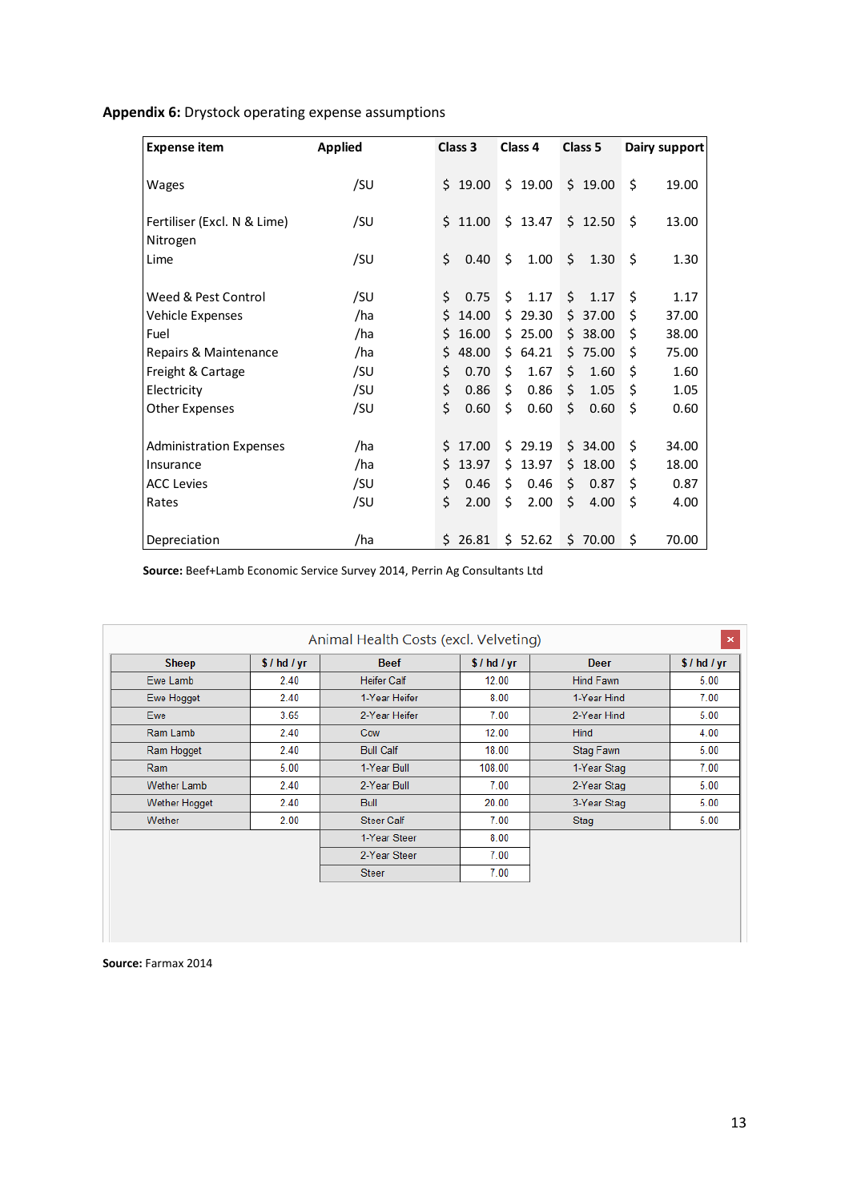**Appendix 6:** Drystock operating expense assumptions

| Expense item | Applied | Class 3 | Class 4 | Class 5 | Dairy support |
|---|---|---|---|---|---|
| Wages | /SU | $ 19.00 | $ 19.00 | $ 19.00 | $ 19.00 |
| Fertiliser (Excl. N & Lime) | /SU | $ 11.00 | $ 13.47 | $ 12.50 | $ 13.00 |
| Nitrogen | | | | | |
| Lime | /SU | $ 0.40 | $ 1.00 | $ 1.30 | $ 1.30 |
| Weed & Pest Control | /SU | $ 0.75 | $ 1.17 | $ 1.17 | $ 1.17 |
| Vehicle Expenses | /ha | $ 14.00 | $ 29.30 | $ 37.00 | $ 37.00 |
| Fuel | /ha | $ 16.00 | $ 25.00 | $ 38.00 | $ 38.00 |
| Repairs & Maintenance | /ha | $ 48.00 | $ 64.21 | $ 75.00 | $ 75.00 |
| Freight & Cartage | /SU | $ 0.70 | $ 1.67 | $ 1.60 | $ 1.60 |
| Electricity | /SU | $ 0.86 | $ 0.86 | $ 1.05 | $ 1.05 |
| Other Expenses | /SU | $ 0.60 | $ 0.60 | $ 0.60 | $ 0.60 |
| Administration Expenses | /ha | $ 17.00 | $ 29.19 | $ 34.00 | $ 34.00 |
| Insurance | /ha | $ 13.97 | $ 13.97 | $ 18.00 | $ 18.00 |
| ACC Levies | /SU | $ 0.46 | $ 0.46 | $ 0.87 | $ 0.87 |
| Rates | /SU | $ 2.00 | $ 2.00 | $ 4.00 | $ 4.00 |
| Depreciation | /ha | $ 26.81 | $ 52.62 | $ 70.00 | $ 70.00 |

**Source:** Beef+Lamb Economic Service Survey 2014, Perrin Ag Consultants Ltd

Animal Health Costs (excl. Velveting)

| Sheep | $ / hd / yr | Beef | $ / hd / yr | Deer | $ / hd / yr |
|---|---|---|---|---|---|
| Ewe Lamb | 2.40 | Heifer Calf | 12.00 | Hind Fawn | 5.00 |
| Ewe Hogget | 2.40 | 1-Year Heifer | 8.00 | 1-Year Hind | 7.00 |
| Ewe | 3.65 | 2-Year Heifer | 7.00 | 2-Year Hind | 5.00 |
| Ram Lamb | 2.40 | Cow | 12.00 | Hind | 4.00 |
| Ram Hogget | 2.40 | Bull Calf | 18.00 | Stag Fawn | 5.00 |
| Ram | 5.00 | 1-Year Bull | 108.00 | 1-Year Stag | 7.00 |
| Wether Lamb | 2.40 | 2-Year Bull | 7.00 | 2-Year Stag | 5.00 |
| Wether Hogget | 2.40 | Bull | 20.00 | 3-Year Stag | 5.00 |
| Wether | 2.00 | Steer Calf | 7.00 | Stag | 5.00 |
| | | 1-Year Steer | 8.00 | | |
| | | 2-Year Steer | 7.00 | | |
| | | Steer | 7.00 | | |

**Source:** Farmax 2014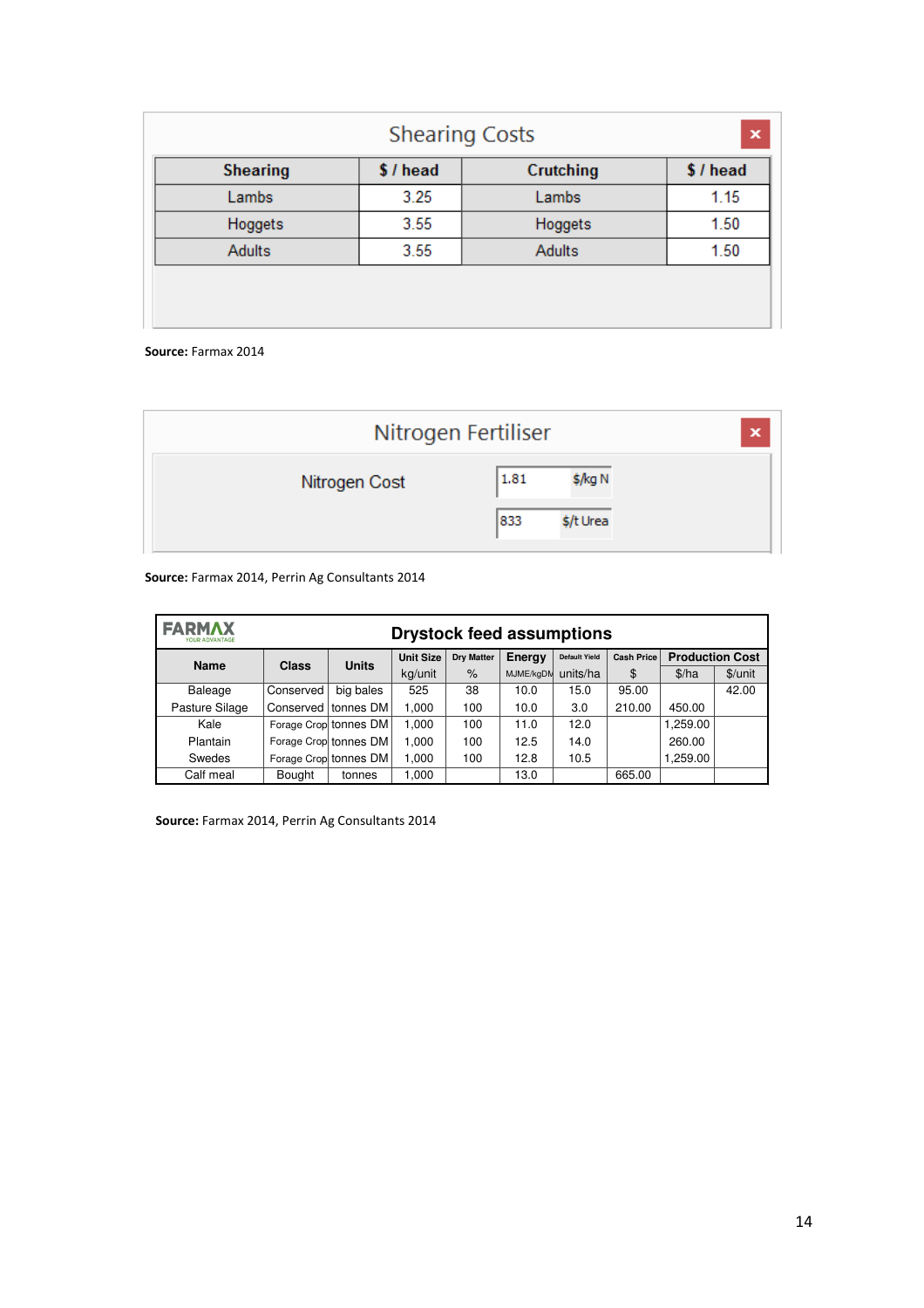## Shearing Costs

| Shearing | $ / head | Crutching | $ / head |
|---|---|---|---|
| Lambs | 3.25 | Lambs | 1.15 |
| Hoggets | 3.55 | Hoggets | 1.50 |
| Adults | 3.55 | Adults | 1.50 |

**Source:** Farmax 2014

## Nitrogen Fertiliser

| | | |
|---|---|---|
| Nitrogen Cost | 1.81 | $/kg N |
| | 833 | $/t Urea |

**Source:** Farmax 2014, Perrin Ag Consultants 2014

## Drystock feed assumptions

FARMAX YOUR ADVANTAGE

| Name | Class | Units | Unit Size | Dry Matter | Energy | Default Yield | Cash Price | Production Cost | |
|---|---|---|---|---|---|---|---|---|---|
| | | | kg/unit | % | MJME/kgDM | units/ha | $ | $/ha | $/unit |
| Baleage | Conserved | big bales | 525 | 38 | 10.0 | 15.0 | 95.00 | | 42.00 |
| Pasture Silage | Conserved | tonnes DM | 1,000 | 100 | 10.0 | 3.0 | 210.00 | 450.00 | |
| Kale | Forage Crop | tonnes DM | 1,000 | 100 | 11.0 | 12.0 | | 1,259.00 | |
| Plantain | Forage Crop | tonnes DM | 1,000 | 100 | 12.5 | 14.0 | | 260.00 | |
| Swedes | Forage Crop | tonnes DM | 1,000 | 100 | 12.8 | 10.5 | | 1,259.00 | |
| Calf meal | Bought | tonnes | 1,000 | | 13.0 | | 665.00 | | |

**Source:** Farmax 2014, Perrin Ag Consultants 2014